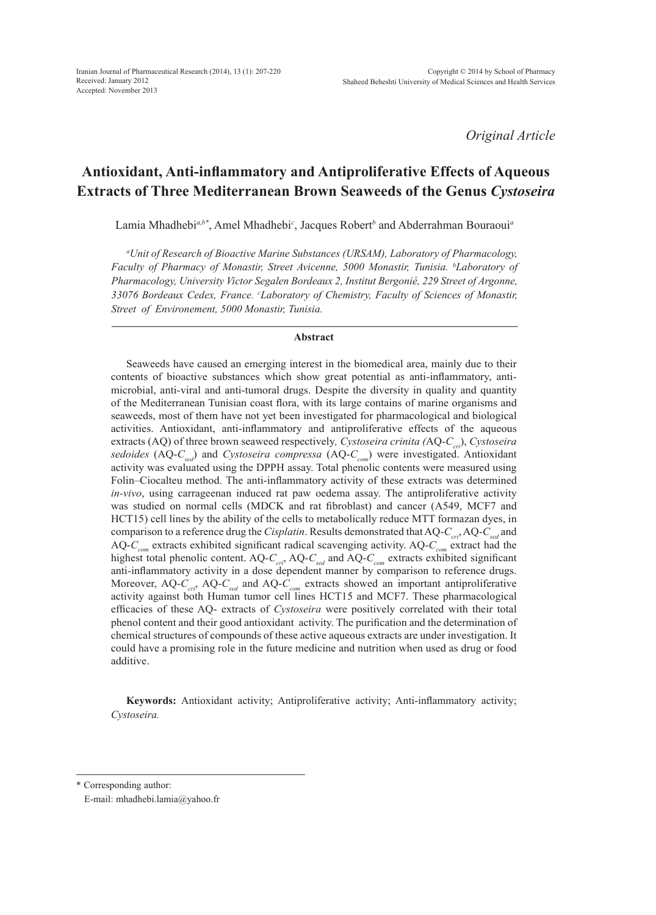*Original Article*

# Antioxidant, Anti-inflammatory and Antiproliferative Effects of Aqueous Extracts of Three Mediterranean Brown Seaweeds of the Genus *Cystoseira*

Lamia Mhadhebi[a,b*], Amel Mhadhebi[c], Jacques Robert[b] and Abderrahman Bouraoui[a]

*[a]Unit of Research of Bioactive Marine Substances (URSAM), Laboratory of Pharmacology, Faculty of Pharmacy of Monastir, Street Avicenne, 5000 Monastir, Tunisia. [b]Laboratory of Pharmacology, University Victor Segalen Bordeaux 2, Institut Bergonié, 229 Street of Argonne, 33076 Bordeaux Cedex, France. [c]Laboratory of Chemistry, Faculty of Sciences of Monastir, Street of Environement, 5000 Monastir, Tunisia.*

## Abstract

Seaweeds have caused an emerging interest in the biomedical area, mainly due to their contents of bioactive substances which show great potential as anti-inflammatory, anti-microbial, anti-viral and anti-tumoral drugs. Despite the diversity in quality and quantity of the Mediterranean Tunisian coast flora, with its large contains of marine organisms and seaweeds, most of them have not yet been investigated for pharmacological and biological activities. Antioxidant, anti-inflammatory and antiproliferative effects of the aqueous extracts (AQ) of three brown seaweed respectively, *Cystoseira crinita (*AQ-$C_{cri}$), *Cystoseira sedoides* (AQ-$C_{sed}$) and *Cystoseira compressa* (AQ-$C_{com}$) were investigated. Antioxidant activity was evaluated using the DPPH assay. Total phenolic contents were measured using Folin–Ciocalteu method. The anti-inflammatory activity of these extracts was determined *in-vivo*, using carrageenan induced rat paw oedema assay. The antiproliferative activity was studied on normal cells (MDCK and rat fibroblast) and cancer (A549, MCF7 and HCT15) cell lines by the ability of the cells to metabolically reduce MTT formazan dyes, in comparison to a reference drug the *Cisplatin*. Results demonstrated that AQ-$C_{cri}$, AQ-$C_{sed}$ and AQ-$C_{com}$ extracts exhibited significant radical scavenging activity. AQ-$C_{com}$ extract had the highest total phenolic content. AQ-$C_{cri}$, AQ-$C_{sed}$ and AQ-$C_{com}$ extracts exhibited significant anti-inflammatory activity in a dose dependent manner by comparison to reference drugs. Moreover, AQ-$C_{cri}$, AQ-$C_{sed}$ and AQ-$C_{com}$ extracts showed an important antiproliferative activity against both Human tumor cell lines HCT15 and MCF7. These pharmacological efficacies of these AQ- extracts of *Cystoseira* were positively correlated with their total phenol content and their good antioxidant activity. The purification and the determination of chemical structures of compounds of these active aqueous extracts are under investigation. It could have a promising role in the future medicine and nutrition when used as drug or food additive.

**Keywords:** Antioxidant activity; Antiproliferative activity; Anti-inflammatory activity; *Cystoseira.*

---

\* Corresponding author:
E-mail: mhadhebi.lamia@yahoo.fr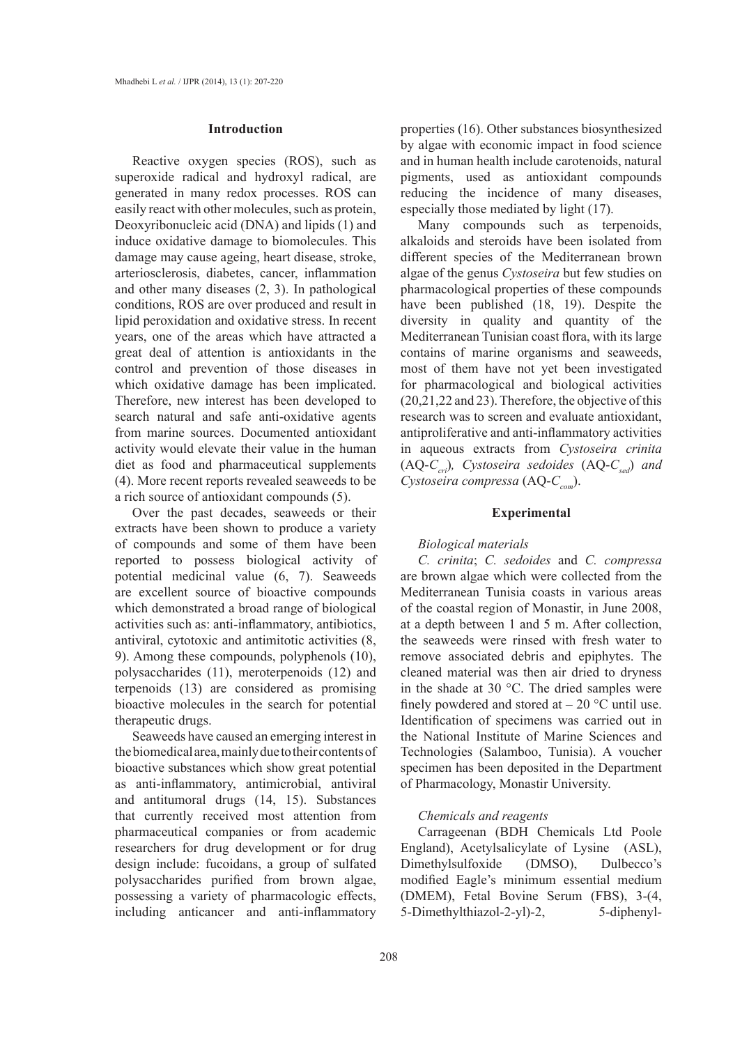## Introduction

Reactive oxygen species (ROS), such as superoxide radical and hydroxyl radical, are generated in many redox processes. ROS can easily react with other molecules, such as protein, Deoxyribonucleic acid (DNA) and lipids (1) and induce oxidative damage to biomolecules. This damage may cause ageing, heart disease, stroke, arteriosclerosis, diabetes, cancer, inflammation and other many diseases (2, 3). In pathological conditions, ROS are over produced and result in lipid peroxidation and oxidative stress. In recent years, one of the areas which have attracted a great deal of attention is antioxidants in the control and prevention of those diseases in which oxidative damage has been implicated. Therefore, new interest has been developed to search natural and safe anti-oxidative agents from marine sources. Documented antioxidant activity would elevate their value in the human diet as food and pharmaceutical supplements (4). More recent reports revealed seaweeds to be a rich source of antioxidant compounds (5).

Over the past decades, seaweeds or their extracts have been shown to produce a variety of compounds and some of them have been reported to possess biological activity of potential medicinal value (6, 7). Seaweeds are excellent source of bioactive compounds which demonstrated a broad range of biological activities such as: anti-inflammatory, antibiotics, antiviral, cytotoxic and antimitotic activities (8, 9). Among these compounds, polyphenols (10), polysaccharides (11), meroterpenoids (12) and terpenoids (13) are considered as promising bioactive molecules in the search for potential therapeutic drugs.

Seaweeds have caused an emerging interest in the biomedical area, mainly due to their contents of bioactive substances which show great potential as anti-inflammatory, antimicrobial, antiviral and antitumoral drugs (14, 15). Substances that currently received most attention from pharmaceutical companies or from academic researchers for drug development or for drug design include: fucoidans, a group of sulfated polysaccharides purified from brown algae, possessing a variety of pharmacologic effects, including anticancer and anti-inflammatory properties (16). Other substances biosynthesized by algae with economic impact in food science and in human health include carotenoids, natural pigments, used as antioxidant compounds reducing the incidence of many diseases, especially those mediated by light (17).

Many compounds such as terpenoids, alkaloids and steroids have been isolated from different species of the Mediterranean brown algae of the genus *Cystoseira* but few studies on pharmacological properties of these compounds have been published (18, 19). Despite the diversity in quality and quantity of the Mediterranean Tunisian coast flora, with its large contains of marine organisms and seaweeds, most of them have not yet been investigated for pharmacological and biological activities (20,21,22 and 23). Therefore, the objective of this research was to screen and evaluate antioxidant, antiproliferative and anti-inflammatory activities in aqueous extracts from *Cystoseira crinita* (AQ-$C_{cri}$), *Cystoseira sedoides* (AQ-$C_{sed}$) *and Cystoseira compressa* (AQ-$C_{com}$).

## Experimental

### *Biological materials*

*C. crinita*; *C. sedoides* and *C. compressa* are brown algae which were collected from the Mediterranean Tunisia coasts in various areas of the coastal region of Monastir, in June 2008, at a depth between 1 and 5 m. After collection, the seaweeds were rinsed with fresh water to remove associated debris and epiphytes. The cleaned material was then air dried to dryness in the shade at 30 °C. The dried samples were finely powdered and stored at – 20 °C until use. Identification of specimens was carried out in the National Institute of Marine Sciences and Technologies (Salamboo, Tunisia). A voucher specimen has been deposited in the Department of Pharmacology, Monastir University.

### *Chemicals and reagents*

Carrageenan (BDH Chemicals Ltd Poole England), Acetylsalicylate of Lysine (ASL), Dimethylsulfoxide (DMSO), Dulbecco's modified Eagle's minimum essential medium (DMEM), Fetal Bovine Serum (FBS), 3-(4, 5-Dimethylthiazol-2-yl)-2, 5-diphenyl-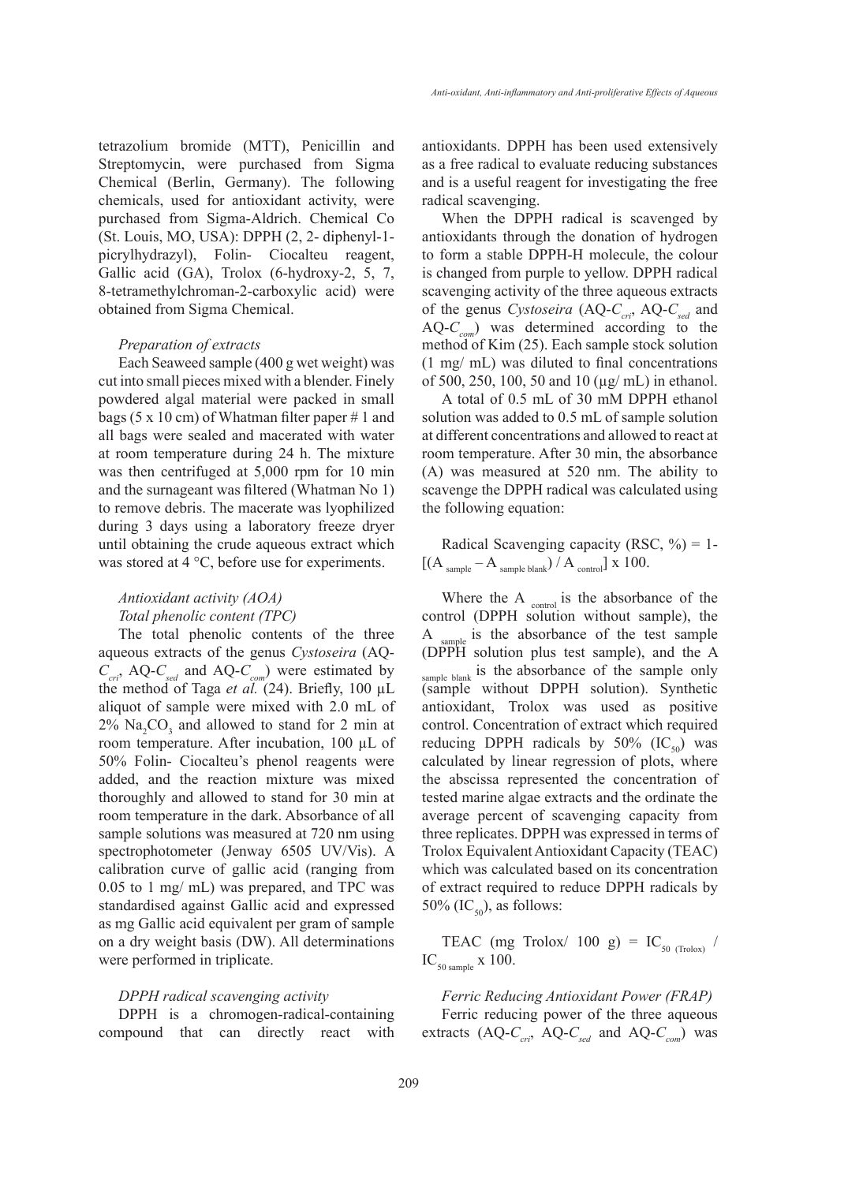tetrazolium bromide (MTT), Penicillin and Streptomycin, were purchased from Sigma Chemical (Berlin, Germany). The following chemicals, used for antioxidant activity, were purchased from Sigma-Aldrich. Chemical Co (St. Louis, MO, USA): DPPH (2, 2- diphenyl-1-picrylhydrazyl), Folin- Ciocalteu reagent, Gallic acid (GA), Trolox (6-hydroxy-2, 5, 7, 8-tetramethylchroman-2-carboxylic acid) were obtained from Sigma Chemical.

### *Preparation of extracts*

Each Seaweed sample (400 g wet weight) was cut into small pieces mixed with a blender. Finely powdered algal material were packed in small bags (5 x 10 cm) of Whatman filter paper # 1 and all bags were sealed and macerated with water at room temperature during 24 h. The mixture was then centrifuged at 5,000 rpm for 10 min and the surnageant was filtered (Whatman No 1) to remove debris. The macerate was lyophilized during 3 days using a laboratory freeze dryer until obtaining the crude aqueous extract which was stored at 4 °C, before use for experiments.

### *Antioxidant activity (AOA)*

#### *Total phenolic content (TPC)*

The total phenolic contents of the three aqueous extracts of the genus *Cystoseira* (AQ-$C_{cri}$, AQ-$C_{sed}$ and AQ-$C_{com}$) were estimated by the method of Taga *et al.* (24). Briefly, 100 µL aliquot of sample were mixed with 2.0 mL of 2% $Na_2CO_3$ and allowed to stand for 2 min at room temperature. After incubation, 100 µL of 50% Folin- Ciocalteu's phenol reagents were added, and the reaction mixture was mixed thoroughly and allowed to stand for 30 min at room temperature in the dark. Absorbance of all sample solutions was measured at 720 nm using spectrophotometer (Jenway 6505 UV/Vis). A calibration curve of gallic acid (ranging from 0.05 to 1 mg/ mL) was prepared, and TPC was standardised against Gallic acid and expressed as mg Gallic acid equivalent per gram of sample on a dry weight basis (DW). All determinations were performed in triplicate.

#### *DPPH radical scavenging activity*

DPPH is a chromogen-radical-containing compound that can directly react with antioxidants. DPPH has been used extensively as a free radical to evaluate reducing substances and is a useful reagent for investigating the free radical scavenging.

When the DPPH radical is scavenged by antioxidants through the donation of hydrogen to form a stable DPPH-H molecule, the colour is changed from purple to yellow. DPPH radical scavenging activity of the three aqueous extracts of the genus *Cystoseira* (AQ-$C_{cri}$, AQ-$C_{sed}$ and AQ-$C_{com}$) was determined according to the method of Kim (25). Each sample stock solution (1 mg/ mL) was diluted to final concentrations of 500, 250, 100, 50 and 10 (µg/ mL) in ethanol.

A total of 0.5 mL of 30 mM DPPH ethanol solution was added to 0.5 mL of sample solution at different concentrations and allowed to react at room temperature. After 30 min, the absorbance (A) was measured at 520 nm. The ability to scavenge the DPPH radical was calculated using the following equation:

$$\text{Radical Scavenging capacity (RSC, \%)} = 1-[(A_{sample} - A_{sample\ blank}) / A_{control}] \times 100.$$

Where the $A_{control}$ is the absorbance of the control (DPPH solution without sample), the $A_{sample}$ is the absorbance of the test sample (DPPH solution plus test sample), and the $A_{sample\ blank}$ is the absorbance of the sample only (sample without DPPH solution). Synthetic antioxidant, Trolox was used as positive control. Concentration of extract which required reducing DPPH radicals by 50% ($IC_{50}$) was calculated by linear regression of plots, where the abscissa represented the concentration of tested marine algae extracts and the ordinate the average percent of scavenging capacity from three replicates. DPPH was expressed in terms of Trolox Equivalent Antioxidant Capacity (TEAC) which was calculated based on its concentration of extract required to reduce DPPH radicals by 50% ($IC_{50}$), as follows:

$$\text{TEAC (mg Trolox/ 100 g)} = IC_{50\ (Trolox)} / IC_{50\ sample} \times 100.$$

#### *Ferric Reducing Antioxidant Power (FRAP)*

Ferric reducing power of the three aqueous extracts (AQ-$C_{cri}$, AQ-$C_{sed}$ and AQ-$C_{com}$) was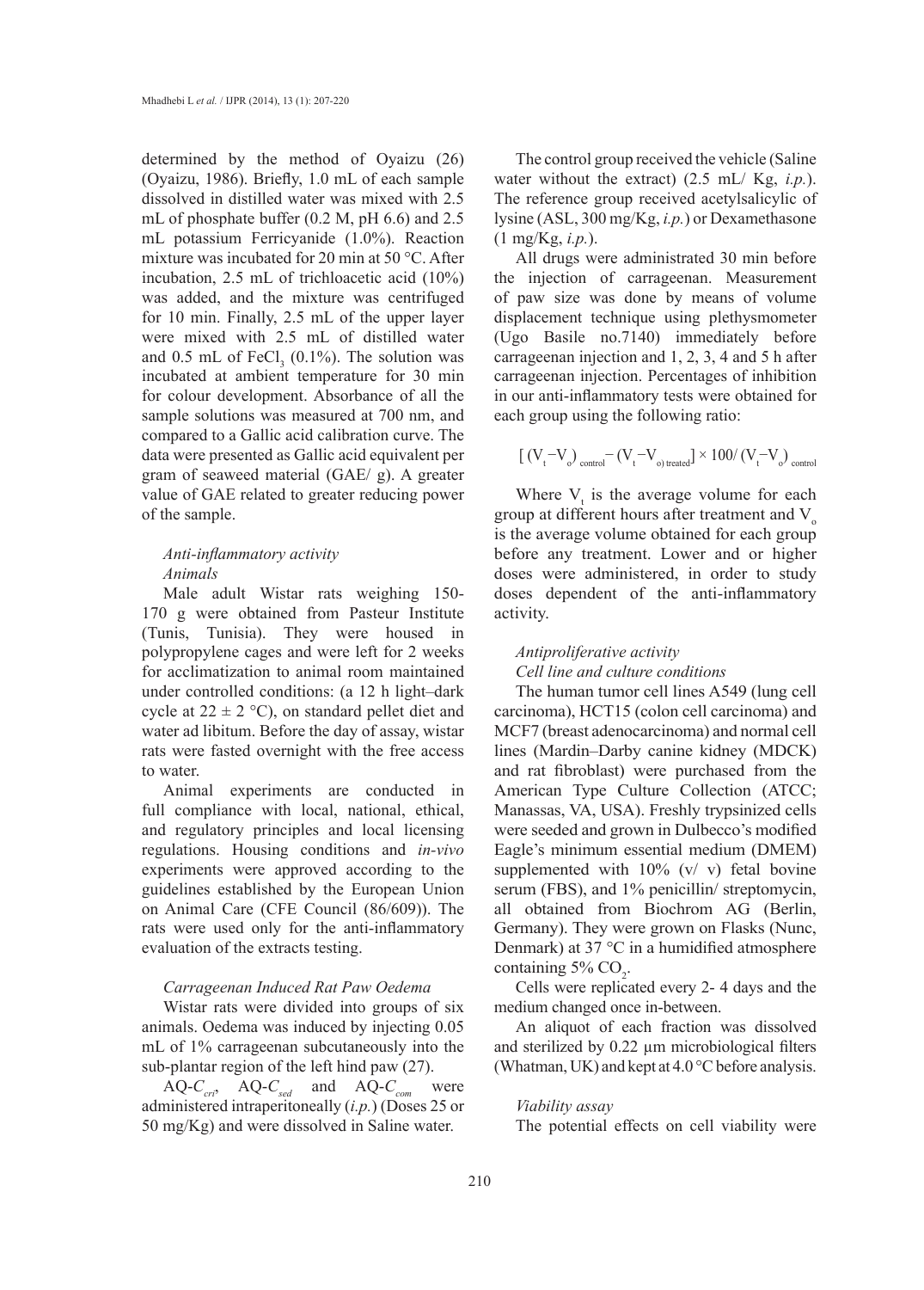determined by the method of Oyaizu (26) (Oyaizu, 1986). Briefly, 1.0 mL of each sample dissolved in distilled water was mixed with 2.5 mL of phosphate buffer (0.2 M, pH 6.6) and 2.5 mL potassium Ferricyanide (1.0%). Reaction mixture was incubated for 20 min at 50 °C. After incubation, 2.5 mL of trichloacetic acid (10%) was added, and the mixture was centrifuged for 10 min. Finally, 2.5 mL of the upper layer were mixed with 2.5 mL of distilled water and 0.5 mL of $FeCl_3$ (0.1%). The solution was incubated at ambient temperature for 30 min for colour development. Absorbance of all the sample solutions was measured at 700 nm, and compared to a Gallic acid calibration curve. The data were presented as Gallic acid equivalent per gram of seaweed material (GAE/ g). A greater value of GAE related to greater reducing power of the sample.

### *Anti-inflammatory activity*

#### *Animals*

Male adult Wistar rats weighing 150-170 g were obtained from Pasteur Institute (Tunis, Tunisia). They were housed in polypropylene cages and were left for 2 weeks for acclimatization to animal room maintained under controlled conditions: (a 12 h light–dark cycle at 22 ± 2 °C), on standard pellet diet and water ad libitum. Before the day of assay, wistar rats were fasted overnight with the free access to water.

Animal experiments are conducted in full compliance with local, national, ethical, and regulatory principles and local licensing regulations. Housing conditions and *in-vivo* experiments were approved according to the guidelines established by the European Union on Animal Care (CFE Council (86/609)). The rats were used only for the anti-inflammatory evaluation of the extracts testing.

#### *Carrageenan Induced Rat Paw Oedema*

Wistar rats were divided into groups of six animals. Oedema was induced by injecting 0.05 mL of 1% carrageenan subcutaneously into the sub-plantar region of the left hind paw (27).

AQ-$C_{cri}$, AQ-$C_{sed}$ and AQ-$C_{com}$ were administered intraperitoneally (*i.p.*) (Doses 25 or 50 mg/Kg) and were dissolved in Saline water.

The control group received the vehicle (Saline water without the extract) (2.5 mL/ Kg, *i.p.*). The reference group received acetylsalicylic of lysine (ASL, 300 mg/Kg, *i.p.*) or Dexamethasone (1 mg/Kg, *i.p.*).

All drugs were administrated 30 min before the injection of carrageenan. Measurement of paw size was done by means of volume displacement technique using plethysmometer (Ugo Basile no.7140) immediately before carrageenan injection and 1, 2, 3, 4 and 5 h after carrageenan injection. Percentages of inhibition in our anti-inflammatory tests were obtained for each group using the following ratio:

$$[(V_t - V_o)_{control} - (V_t - V_{o})_{treated}] \times 100 / (V_t - V_o)_{control}$$

Where $V_t$ is the average volume for each group at different hours after treatment and $V_o$ is the average volume obtained for each group before any treatment. Lower and or higher doses were administered, in order to study doses dependent of the anti-inflammatory activity.

### *Antiproliferative activity*

#### *Cell line and culture conditions*

The human tumor cell lines A549 (lung cell carcinoma), HCT15 (colon cell carcinoma) and MCF7 (breast adenocarcinoma) and normal cell lines (Mardin–Darby canine kidney (MDCK) and rat fibroblast) were purchased from the American Type Culture Collection (ATCC; Manassas, VA, USA). Freshly trypsinized cells were seeded and grown in Dulbecco's modified Eagle's minimum essential medium (DMEM) supplemented with 10% (v/ v) fetal bovine serum (FBS), and 1% penicillin/ streptomycin, all obtained from Biochrom AG (Berlin, Germany). They were grown on Flasks (Nunc, Denmark) at 37 °C in a humidified atmosphere containing 5% $CO_2$.

Cells were replicated every 2- 4 days and the medium changed once in-between.

An aliquot of each fraction was dissolved and sterilized by 0.22 μm microbiological filters (Whatman, UK) and kept at 4.0 °C before analysis.

#### *Viability assay*

The potential effects on cell viability were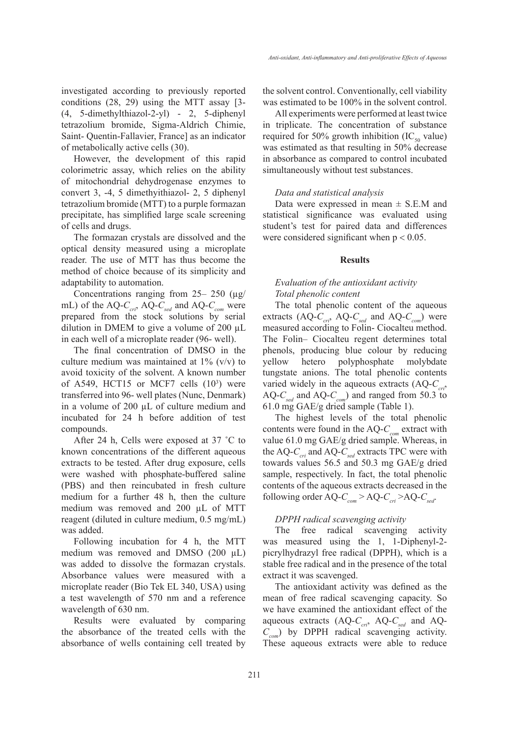investigated according to previously reported conditions (28, 29) using the MTT assay [3-(4, 5-dimethylthiazol-2-yl) - 2, 5-diphenyl tetrazolium bromide, Sigma-Aldrich Chimie, Saint- Quentin-Fallavier, France] as an indicator of metabolically active cells (30).

However, the development of this rapid colorimetric assay, which relies on the ability of mitochondrial dehydrogenase enzymes to convert 3, -4, 5 dimethyithiazol- 2, 5 diphenyl tetrazolium bromide (MTT) to a purple formazan precipitate, has simplified large scale screening of cells and drugs.

The formazan crystals are dissolved and the optical density measured using a microplate reader. The use of MTT has thus become the method of choice because of its simplicity and adaptability to automation.

Concentrations ranging from 25– 250 (µg/mL) of the AQ-$C_{cri}$, AQ-$C_{sed}$ and AQ-$C_{com}$ were prepared from the stock solutions by serial dilution in DMEM to give a volume of 200 µL in each well of a microplate reader (96- well).

The final concentration of DMSO in the culture medium was maintained at 1% (v/v) to avoid toxicity of the solvent. A known number of A549, HCT15 or MCF7 cells ($10^3$) were transferred into 96- well plates (Nunc, Denmark) in a volume of 200 µL of culture medium and incubated for 24 h before addition of test compounds.

After 24 h, Cells were exposed at 37 ˚C to known concentrations of the different aqueous extracts to be tested. After drug exposure, cells were washed with phosphate-buffered saline (PBS) and then reincubated in fresh culture medium for a further 48 h, then the culture medium was removed and 200 µL of MTT reagent (diluted in culture medium, 0.5 mg/mL) was added.

Following incubation for 4 h, the MTT medium was removed and DMSO (200 µL) was added to dissolve the formazan crystals. Absorbance values were measured with a microplate reader (Bio Tek EL 340, USA) using a test wavelength of 570 nm and a reference wavelength of 630 nm.

Results were evaluated by comparing the absorbance of the treated cells with the absorbance of wells containing cell treated by the solvent control. Conventionally, cell viability was estimated to be 100% in the solvent control.

All experiments were performed at least twice in triplicate. The concentration of substance required for 50% growth inhibition ($IC_{50}$ value) was estimated as that resulting in 50% decrease in absorbance as compared to control incubated simultaneously without test substances.

### *Data and statistical analysis*

Data were expressed in mean ± S.E.M and statistical significance was evaluated using student's test for paired data and differences were considered significant when $p < 0.05$.

## Results

### *Evaluation of the antioxidant activity*

#### *Total phenolic content*

The total phenolic content of the aqueous extracts (AQ-$C_{cri}$, AQ-$C_{sed}$ and AQ-$C_{com}$) were measured according to Folin- Ciocalteu method. The Folin– Ciocalteu regent determines total phenols, producing blue colour by reducing yellow hetero polyphosphate molybdate tungstate anions. The total phenolic contents varied widely in the aqueous extracts (AQ-$C_{cri}$, AQ-$C_{sed}$ and AQ-$C_{com}$) and ranged from 50.3 to 61.0 mg GAE/g dried sample (Table 1).

The highest levels of the total phenolic contents were found in the AQ-$C_{com}$ extract with value 61.0 mg GAE/g dried sample. Whereas, in the AQ-$C_{cri}$ and AQ-$C_{sed}$ extracts TPC were with towards values 56.5 and 50.3 mg GAE/g dried sample, respectively. In fact, the total phenolic contents of the aqueous extracts decreased in the following order AQ-$C_{com}$ > AQ-$C_{cri}$ >AQ-$C_{sed}$.

#### *DPPH radical scavenging activity*

The free radical scavenging activity was measured using the 1, 1-Diphenyl-2-picrylhydrazyl free radical (DPPH), which is a stable free radical and in the presence of the total extract it was scavenged.

The antioxidant activity was defined as the mean of free radical scavenging capacity. So we have examined the antioxidant effect of the aqueous extracts (AQ-$C_{cri}$, AQ-$C_{sed}$ and AQ-$C_{com}$) by DPPH radical scavenging activity. These aqueous extracts were able to reduce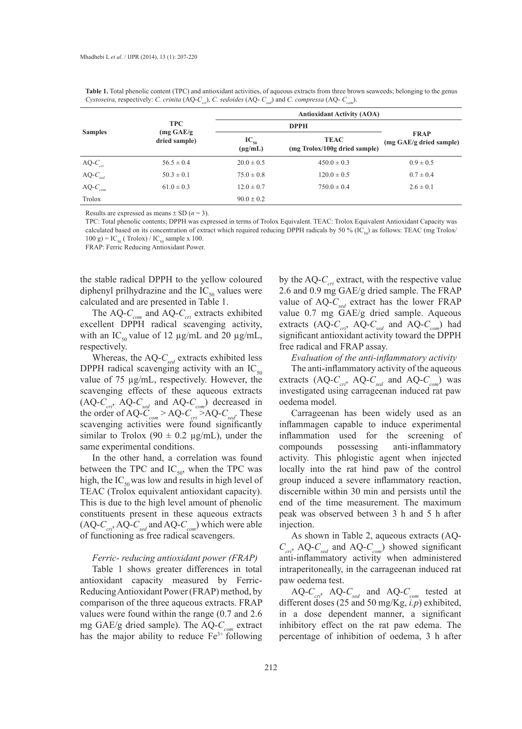**Table 1.** Total phenolic content (TPC) and antioxidant activities, of aqueous extracts from three brown seaweeds; belonging to the genus *Cystoseira,* respectively: *C. crinita* (AQ-$C_{cri}$), *C. sedoides* (AQ- $C_{sed}$) and *C. compressa* (AQ- $C_{com}$).

| Samples | TPC (mg GAE/g dried sample) | Antioxidant Activity (AOA) | | |
|---|---|---|---|---|
| | | DPPH | | FRAP (mg GAE/g dried sample) |
| | | $IC_{50}$ (µg/mL) | TEAC (mg Trolox/100g dried sample) | |
| AQ-$C_{cri}$ | 56.5 ± 0.4 | 20.0 ± 0.5 | 450.0 ± 0.3 | 0.9 ± 0.5 |
| AQ-$C_{sed}$ | 50.3 ± 0.1 | 75.0 ± 0.8 | 120.0 ± 0.5 | 0.7 ± 0.4 |
| AQ-$C_{com}$ | 61.0 ± 0.3 | 12.0 ± 0.7 | 750.0 ± 0.4 | 2.6 ± 0.1 |
| Trolox | | 90.0 ± 0.2 | | |

Results are expressed as means ± SD ($n$ = 3).

TPC: Total phenolic contents; DPPH was expressed in terms of Trolox Equivalent. TEAC: Trolox Equivalent Antioxidant Capacity was calculated based on its concentration of extract which required reducing DPPH radicals by 50 % ($IC_{50}$) as follows: TEAC (mg Trolox/100 g) = $IC_{50}$ ( Trolox) / $IC_{50}$ sample x 100.

FRAP: Ferric Reducing Antioxidant Power.

the stable radical DPPH to the yellow coloured diphenyl prilhydrazine and the $IC_{50}$ values were calculated and are presented in Table 1.

The AQ-$C_{com}$ and AQ-$C_{cri}$ extracts exhibited excellent DPPH radical scavenging activity, with an $IC_{50}$ value of 12 µg/mL and 20 µg/mL, respectively.

Whereas, the AQ-$C_{sed}$ extracts exhibited less DPPH radical scavenging activity with an $IC_{50}$ value of 75 µg/mL, respectively. However, the scavenging effects of these aqueous extracts (AQ-$C_{cri}$, AQ-$C_{sed}$ and AQ-$C_{com}$) decreased in the order of AQ-$C_{com}$ > AQ-$C_{cri}$ >AQ-$C_{sed}$. These scavenging activities were found significantly similar to Trolox (90 ± 0.2 µg/mL), under the same experimental conditions.

In the other hand, a correlation was found between the TPC and $IC_{50}$, when the TPC was high, the $IC_{50}$ was low and results in high level of TEAC (Trolox equivalent antioxidant capacity). This is due to the high level amount of phenolic constituents present in these aqueous extracts (AQ-$C_{cri}$, AQ-$C_{sed}$ and AQ-$C_{com}$) which were able of functioning as free radical scavengers.

*Ferric- reducing antioxidant power (FRAP)*

Table 1 shows greater differences in total antioxidant capacity measured by Ferric-Reducing Antioxidant Power (FRAP) method, by comparison of the three aqueous extracts. FRAP values were found within the range (0.7 and 2.6 mg GAE/g dried sample). The AQ-$C_{com}$ extract has the major ability to reduce $Fe^{3+}$ following by the AQ-$C_{cri}$ extract, with the respective value 2.6 and 0.9 mg GAE/g dried sample. The FRAP value of AQ-$C_{sed}$ extract has the lower FRAP value 0.7 mg GAE/g dried sample. Aqueous extracts (AQ-$C_{cri}$, AQ-$C_{sed}$ and AQ-$C_{com}$) had significant antioxidant activity toward the DPPH free radical and FRAP assay.

*Evaluation of the anti-inflammatory activity*

The anti-inflammatory activity of the aqueous extracts (AQ-$C_{cri}$, AQ-$C_{sed}$ and AQ-$C_{com}$) was investigated using carrageenan induced rat paw oedema model.

Carrageenan has been widely used as an inflammagen capable to induce experimental inflammation used for the screening of compounds possessing anti-inflammatory activity. This phlogistic agent when injected locally into the rat hind paw of the control group induced a severe inflammatory reaction, discernible within 30 min and persists until the end of the time measurement. The maximum peak was observed between 3 h and 5 h after injection.

As shown in Table 2, aqueous extracts (AQ-$C_{cri}$, AQ-$C_{sed}$ and AQ-$C_{com}$) showed significant anti-inflammatory activity when administered intraperitoneally, in the carrageenan induced rat paw oedema test.

AQ-$C_{cri}$, AQ-$C_{sed}$ and AQ-$C_{com}$ tested at different doses (25 and 50 mg/Kg, *i.p*) exhibited, in a dose dependent manner, a significant inhibitory effect on the rat paw edema. The percentage of inhibition of oedema, 3 h after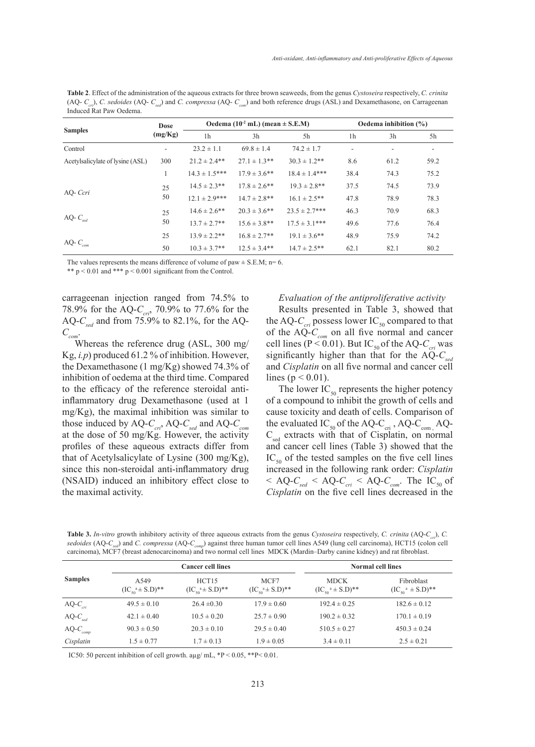**Table 2**. Effect of the administration of the aqueous extracts for three brown seaweeds, from the genus *Cystoseira* respectively, *C. crinita* (AQ- $C_{cri}$), *C. sedoides* (AQ- $C_{sed}$) and *C. compressa* (AQ- $C_{com}$) and both reference drugs (ASL) and Dexamethasone, on Carrageenan Induced Rat Paw Oedema.

| Samples | Dose (mg/Kg) | Oedema ($10^{-2}$ mL) (mean ± S.E.M) | | | Oedema inhibition (%) | | |
|---|---|---|---|---|---|---|---|
| | | 1h | 3h | 5h | 1h | 3h | 5h |
| Control | - | 23.2 ± 1.1 | 69.8 ± 1.4 | 74.2 ± 1.7 | - | - | - |
| Acetylsalicylate of lysine (ASL) | 300 | 21.2 ± 2.4** | 27.1 ± 1.3** | 30.3 ± 1.2** | 8.6 | 61.2 | 59.2 |
| | 1 | 14.3 ± 1.5*** | 17.9 ± 3.6** | 18.4 ± 1.4*** | 38.4 | 74.3 | 75.2 |
| AQ- *Ccri* | 25 | 14.5 ± 2.3** | 17.8 ± 2.6** | 19.3 ± 2.8** | 37.5 | 74.5 | 73.9 |
| | 50 | 12.1 ± 2.9*** | 14.7 ± 2.8** | 16.1 ± 2.5** | 47.8 | 78.9 | 78.3 |
| AQ- $C_{sed}$ | 25 | 14.6 ± 2.6** | 20.3 ± 3.6** | 23.5 ± 2.7*** | 46.3 | 70.9 | 68.3 |
| | 50 | 13.7 ± 2.7** | 15.6 ± 3.8** | 17.5 ± 3.1*** | 49.6 | 77.6 | 76.4 |
| AQ- $C_{com}$ | 25 | 13.9 ± 2.2** | 16.8 ± 2.7** | 19.1 ± 3.6** | 48.9 | 75.9 | 74.2 |
| | 50 | 10.3 ± 3.7** | 12.5 ± 3.4** | 14.7 ± 2.5** | 62.1 | 82.1 | 80.2 |

The values represents the means difference of volume of paw ± S.E.M; n= 6.

** $p < 0.01$ and *** $p < 0.001$ significant from the Control.

carrageenan injection ranged from 74.5% to 78.9% for the AQ-$C_{cri}$, 70.9% to 77.6% for the AQ-$C_{sed}$ and from 75.9% to 82.1%, for the AQ-$C_{com}$.

Whereas the reference drug (ASL, 300 mg/Kg, *i.p*) produced 61.2 % of inhibition. However, the Dexamethasone (1 mg/Kg) showed 74.3% of inhibition of oedema at the third time. Compared to the efficacy of the reference steroidal anti-inflammatory drug Dexamethasone (used at 1 mg/Kg), the maximal inhibition was similar to those induced by AQ-$C_{cri}$, AQ-$C_{sed}$ and AQ-$C_{com}$ at the dose of 50 mg/Kg. However, the activity profiles of these aqueous extracts differ from that of Acetylsalicylate of Lysine (300 mg/Kg), since this non-steroidal anti-inflammatory drug (NSAID) induced an inhibitory effect close to the maximal activity.

*Evaluation of the antiproliferative activity*

Results presented in Table 3, showed that the AQ-$C_{cri}$ possess lower $IC_{50}$ compared to that of the AQ-$C_{com}$ on all five normal and cancer cell lines ($P < 0.01$). But $IC_{50}$ of the AQ-$C_{cri}$ was significantly higher than that for the AQ-$C_{sed}$ and *Cisplatin* on all five normal and cancer cell lines ($p < 0.01$).

The lower $IC_{50}$ represents the higher potency of a compound to inhibit the growth of cells and cause toxicity and death of cells. Comparison of the evaluated $IC_{50}$ of the AQ-$C_{cri}$, AQ-$C_{com}$, AQ-$C_{sed}$ extracts with that of Cisplatin, on normal and cancer cell lines (Table 3) showed that the $IC_{50}$ of the tested samples on the five cell lines increased in the following rank order: *Cisplatin* < AQ-$C_{sed}$ < AQ-$C_{cri}$ < AQ-$C_{com}$. The $IC_{50}$ of *Cisplatin* on the five cell lines decreased in the

**Table 3.** *In-vitro* growth inhibitory activity of three aqueous extracts from the genus *Cystoseira* respectively, *C. crinita* (AQ-$C_{cri}$), *C. sedoides* (AQ-$C_{sed}$) and *C. compressa* (AQ-$C_{comp}$) against three human tumor cell lines A549 (lung cell carcinoma), HCT15 (colon cell carcinoma), MCF7 (breast adenocarcinoma) and two normal cell lines MDCK (Mardin–Darby canine kidney) and rat fibroblast.

| Samples | Cancer cell lines | | | Normal cell lines | |
|---|---|---|---|---|---|
| | A549 ($IC_{50}$[a] ± S.D)** | HCT15 ($IC_{50}$[a] ± S.D)** | MCF7 ($IC_{50}$[a] ± S.D)** | MDCK ($IC_{50}$[a] ± S.D)** | Fibroblast ($IC_{50}$[a] ± S.D)** |
| AQ-$C_{cri}$ | 49.5 ± 0.10 | 26.4 ±0.30 | 17.9 ± 0.60 | 192.4 ± 0.25 | 182.6 ± 0.12 |
| AQ-$C_{sed}$ | 42.1 ± 0.40 | 10.5 ± 0.20 | 25.7 ± 0.90 | 190.2 ± 0.32 | 170.1 ± 0.19 |
| AQ-$C_{comp}$ | 90.3 ± 0.50 | 20.3 ± 0.10 | 29.5 ± 0.40 | 510.5 ± 0.27 | 450.3 ± 0.24 |
| *Cisplatin* | 1.5 ± 0.77 | 1.7 ± 0.13 | 1.9 ± 0.05 | 3.4 ± 0.11 | 2.5 ± 0.21 |

IC50: 50 percent inhibition of cell growth. aμg/ mL, *$P < 0.05$, **$P < 0.01$.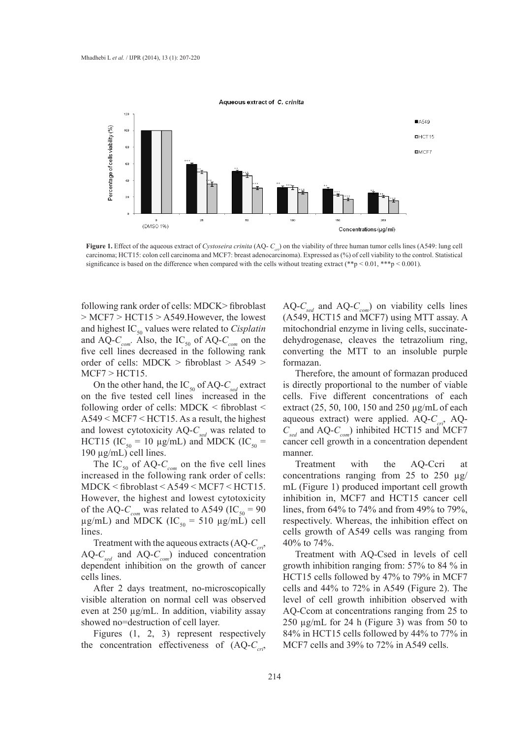**Figure 1.** Effect of the aqueous extract of *Cystoseira crinita* (AQ- $C_{cri}$) on the viability of three human tumor cells lines (A549: lung cell carcinoma; HCT15: colon cell carcinoma and MCF7: breast adenocarcinoma). Expressed as (%) of cell viability to the control. Statistical significance is based on the difference when compared with the cells without treating extract (** $p < 0.01$, *** $p < 0.001$).

following rank order of cells: MDCK> fibroblast > MCF7 > HCT15 > A549.However, the lowest and highest $IC_{50}$ values were related to *Cisplatin* and AQ-$C_{com}$. Also, the $IC_{50}$ of AQ-$C_{com}$ on the five cell lines decreased in the following rank order of cells: MDCK > fibroblast > A549 > MCF7 > HCT15.

On the other hand, the $IC_{50}$ of AQ-$C_{sed}$ extract on the five tested cell lines increased in the following order of cells: MDCK < fibroblast < A549 < MCF7 < HCT15. As a result, the highest and lowest cytotoxicity AQ-$C_{sed}$ was related to HCT15 ($IC_{50}$ = 10 µg/mL) and MDCK ($IC_{50}$ = 190 µg/mL) cell lines.

The $IC_{50}$ of AQ-$C_{com}$ on the five cell lines increased in the following rank order of cells: MDCK < fibroblast < A549 < MCF7 < HCT15. However, the highest and lowest cytotoxicity of the AQ-$C_{com}$ was related to A549 ($IC_{50}$ = 90 µg/mL) and MDCK ($IC_{50}$ = 510 µg/mL) cell lines.

Treatment with the aqueous extracts (AQ-$C_{cri}$, AQ-$C_{sed}$ and AQ-$C_{com}$) induced concentration dependent inhibition on the growth of cancer cells lines.

After 2 days treatment, no-microscopically visible alteration on normal cell was observed even at 250 µg/mL. In addition, viability assay showed no=destruction of cell layer.

Figures (1, 2, 3) represent respectively the concentration effectiveness of (AQ-$C_{cri}$, AQ-$C_{sed}$ and AQ-$C_{com}$) on viability cells lines (A549, HCT15 and MCF7) using MTT assay. A mitochondrial enzyme in living cells, succinate-dehydrogenase, cleaves the tetrazolium ring, converting the MTT to an insoluble purple formazan.

Therefore, the amount of formazan produced is directly proportional to the number of viable cells. Five different concentrations of each extract (25, 50, 100, 150 and 250 µg/mL of each aqueous extract) were applied. AQ-$C_{cri}$, AQ-$C_{sed}$ and AQ-$C_{com}$) inhibited HCT15 and MCF7 cancer cell growth in a concentration dependent manner.

Treatment with the AQ-Ccri at concentrations ranging from 25 to 250 µg/mL (Figure 1) produced important cell growth inhibition in, MCF7 and HCT15 cancer cell lines, from 64% to 74% and from 49% to 79%, respectively. Whereas, the inhibition effect on cells growth of A549 cells was ranging from 40% to 74%.

Treatment with AQ-Csed in levels of cell growth inhibition ranging from: 57% to 84 % in HCT15 cells followed by 47% to 79% in MCF7 cells and 44% to 72% in A549 (Figure 2). The level of cell growth inhibition observed with AQ-Ccom at concentrations ranging from 25 to 250 µg/mL for 24 h (Figure 3) was from 50 to 84% in HCT15 cells followed by 44% to 77% in MCF7 cells and 39% to 72% in A549 cells.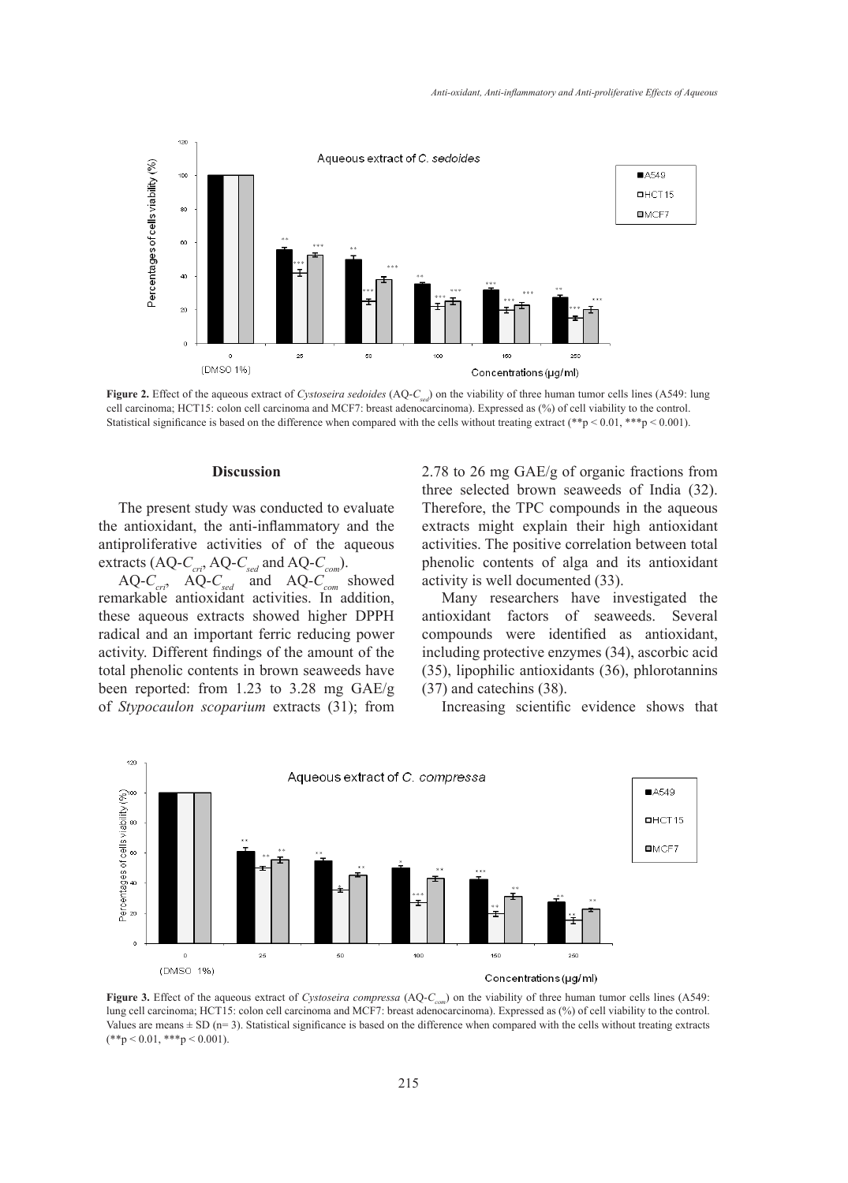**Figure 2.** Effect of the aqueous extract of *Cystoseira sedoides* (AQ-$C_{sed}$) on the viability of three human tumor cells lines (A549: lung cell carcinoma; HCT15: colon cell carcinoma and MCF7: breast adenocarcinoma). Expressed as (%) of cell viability to the control. Statistical significance is based on the difference when compared with the cells without treating extract (**p < 0.01, ***p < 0.001).

## Discussion

The present study was conducted to evaluate the antioxidant, the anti-inflammatory and the antiproliferative activities of of the aqueous extracts (AQ-$C_{cri}$, AQ-$C_{sed}$ and AQ-$C_{com}$).

AQ-$C_{cri}$, AQ-$C_{sed}$ and AQ-$C_{com}$ showed remarkable antioxidant activities. In addition, these aqueous extracts showed higher DPPH radical and an important ferric reducing power activity. Different findings of the amount of the total phenolic contents in brown seaweeds have been reported: from 1.23 to 3.28 mg GAE/g of *Stypocaulon scoparium* extracts (31); from 2.78 to 26 mg GAE/g of organic fractions from three selected brown seaweeds of India (32). Therefore, the TPC compounds in the aqueous extracts might explain their high antioxidant activities. The positive correlation between total phenolic contents of alga and its antioxidant activity is well documented (33).

Many researchers have investigated the antioxidant factors of seaweeds. Several compounds were identified as antioxidant, including protective enzymes (34), ascorbic acid (35), lipophilic antioxidants (36), phlorotannins (37) and catechins (38).

Increasing scientific evidence shows that

**Figure 3.** Effect of the aqueous extract of *Cystoseira compressa* (AQ-$C_{com}$) on the viability of three human tumor cells lines (A549: lung cell carcinoma; HCT15: colon cell carcinoma and MCF7: breast adenocarcinoma). Expressed as (%) of cell viability to the control. Values are means ± SD (n= 3). Statistical significance is based on the difference when compared with the cells without treating extracts (**p < 0.01, ***p < 0.001).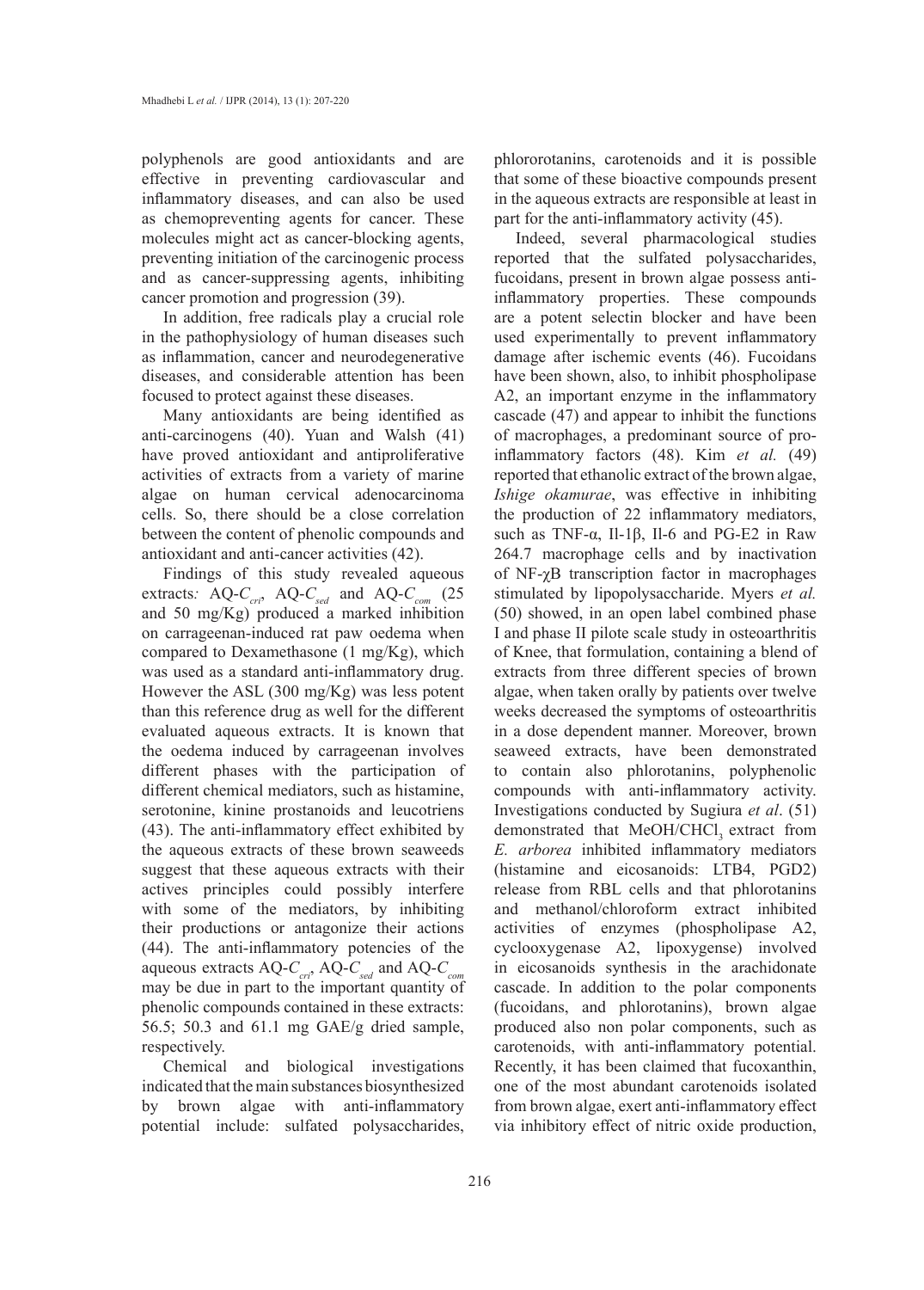polyphenols are good antioxidants and are effective in preventing cardiovascular and inflammatory diseases, and can also be used as chemopreventing agents for cancer. These molecules might act as cancer-blocking agents, preventing initiation of the carcinogenic process and as cancer-suppressing agents, inhibiting cancer promotion and progression (39).

In addition, free radicals play a crucial role in the pathophysiology of human diseases such as inflammation, cancer and neurodegenerative diseases, and considerable attention has been focused to protect against these diseases.

Many antioxidants are being identified as anti-carcinogens (40). Yuan and Walsh (41) have proved antioxidant and antiproliferative activities of extracts from a variety of marine algae on human cervical adenocarcinoma cells. So, there should be a close correlation between the content of phenolic compounds and antioxidant and anti-cancer activities (42).

Findings of this study revealed aqueous extracts*:* AQ-$C_{cri}$, AQ-$C_{sed}$ and AQ-$C_{com}$ (25 and 50 mg/Kg) produced a marked inhibition on carrageenan-induced rat paw oedema when compared to Dexamethasone (1 mg/Kg), which was used as a standard anti-inflammatory drug. However the ASL (300 mg/Kg) was less potent than this reference drug as well for the different evaluated aqueous extracts. It is known that the oedema induced by carrageenan involves different phases with the participation of different chemical mediators, such as histamine, serotonine, kinine prostanoids and leucotriens (43). The anti-inflammatory effect exhibited by the aqueous extracts of these brown seaweeds suggest that these aqueous extracts with their actives principles could possibly interfere with some of the mediators, by inhibiting their productions or antagonize their actions (44). The anti-inflammatory potencies of the aqueous extracts AQ-$C_{cri}$, AQ-$C_{sed}$ and AQ-$C_{com}$ may be due in part to the important quantity of phenolic compounds contained in these extracts: 56.5; 50.3 and 61.1 mg GAE/g dried sample, respectively.

Chemical and biological investigations indicated that the main substances biosynthesized by brown algae with anti-inflammatory potential include: sulfated polysaccharides, phlororotanins, carotenoids and it is possible that some of these bioactive compounds present in the aqueous extracts are responsible at least in part for the anti-inflammatory activity (45).

Indeed, several pharmacological studies reported that the sulfated polysaccharides, fucoidans, present in brown algae possess anti-inflammatory properties. These compounds are a potent selectin blocker and have been used experimentally to prevent inflammatory damage after ischemic events (46). Fucoidans have been shown, also, to inhibit phospholipase A2, an important enzyme in the inflammatory cascade (47) and appear to inhibit the functions of macrophages, a predominant source of pro-inflammatory factors (48). Kim *et al.* (49) reported that ethanolic extract of the brown algae, *Ishige okamurae*, was effective in inhibiting the production of 22 inflammatory mediators, such as TNF-α, Il-1β, Il-6 and PG-E2 in Raw 264.7 macrophage cells and by inactivation of NF-χB transcription factor in macrophages stimulated by lipopolysaccharide. Myers *et al.* (50) showed, in an open label combined phase I and phase II pilote scale study in osteoarthritis of Knee, that formulation, containing a blend of extracts from three different species of brown algae, when taken orally by patients over twelve weeks decreased the symptoms of osteoarthritis in a dose dependent manner. Moreover, brown seaweed extracts, have been demonstrated to contain also phlorotanins, polyphenolic compounds with anti-inflammatory activity. Investigations conducted by Sugiura *et al*. (51) demonstrated that MeOH/$CHCl_3$ extract from *E. arborea* inhibited inflammatory mediators (histamine and eicosanoids: LTB4, PGD2) release from RBL cells and that phlorotanins and methanol/chloroform extract inhibited activities of enzymes (phospholipase A2, cyclooxygenase A2, lipoxygense) involved in eicosanoids synthesis in the arachidonate cascade. In addition to the polar components (fucoidans, and phlorotanins), brown algae produced also non polar components, such as carotenoids, with anti-inflammatory potential. Recently, it has been claimed that fucoxanthin, one of the most abundant carotenoids isolated from brown algae, exert anti-inflammatory effect via inhibitory effect of nitric oxide production,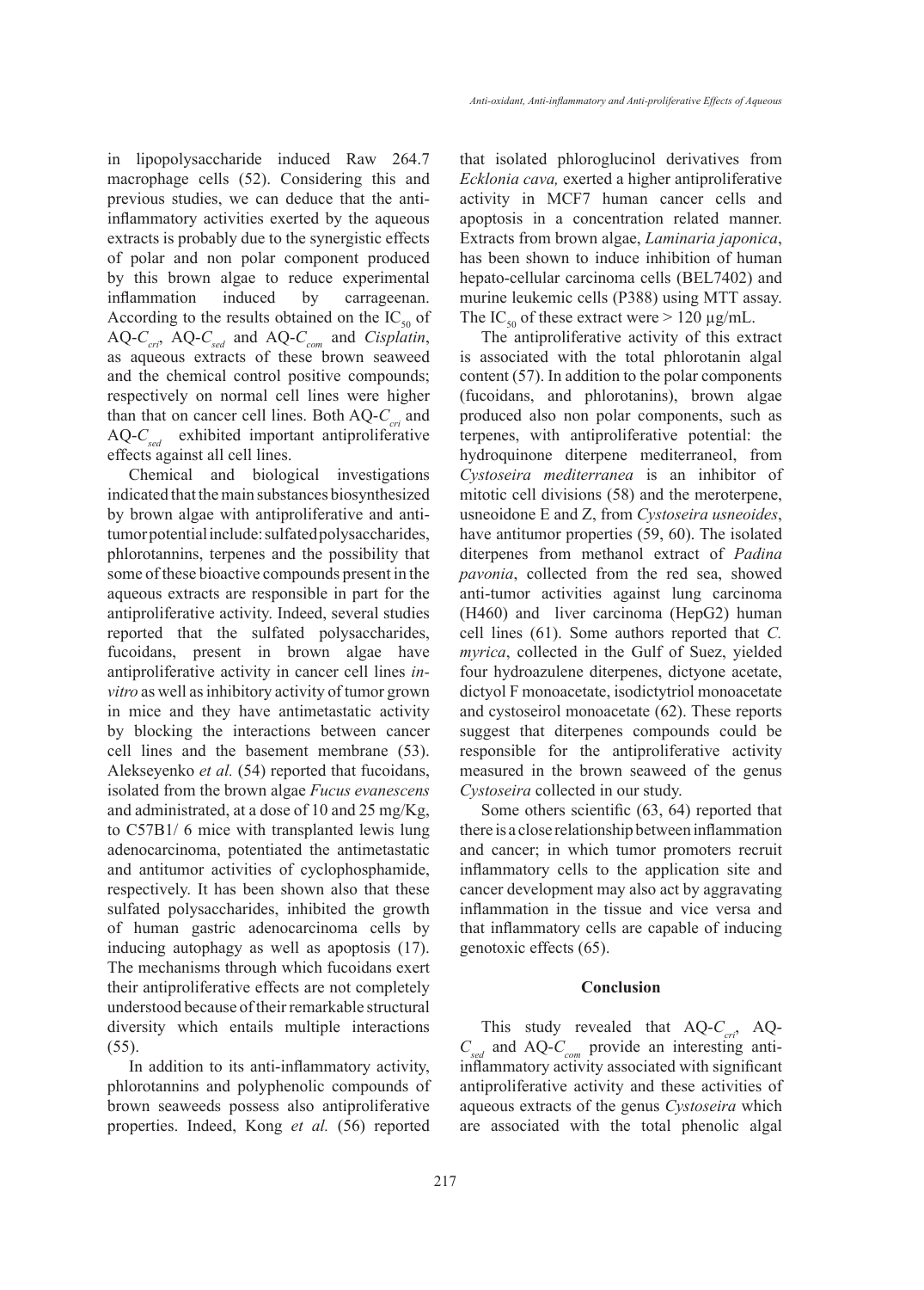in lipopolysaccharide induced Raw 264.7 macrophage cells (52). Considering this and previous studies, we can deduce that the anti-inflammatory activities exerted by the aqueous extracts is probably due to the synergistic effects of polar and non polar component produced by this brown algae to reduce experimental inflammation induced by carrageenan. According to the results obtained on the $IC_{50}$ of AQ-$C_{cri}$, AQ-$C_{sed}$ and AQ-$C_{com}$ and *Cisplatin*, as aqueous extracts of these brown seaweed and the chemical control positive compounds; respectively on normal cell lines were higher than that on cancer cell lines. Both AQ-$C_{cri}$ and AQ-$C_{sed}$ exhibited important antiproliferative effects against all cell lines.

Chemical and biological investigations indicated that the main substances biosynthesized by brown algae with antiproliferative and anti-tumor potential include: sulfated polysaccharides, phlorotannins, terpenes and the possibility that some of these bioactive compounds present in the aqueous extracts are responsible in part for the antiproliferative activity. Indeed, several studies reported that the sulfated polysaccharides, fucoidans, present in brown algae have antiproliferative activity in cancer cell lines *in-vitro* as well as inhibitory activity of tumor grown in mice and they have antimetastatic activity by blocking the interactions between cancer cell lines and the basement membrane (53). Alekseyenko *et al.* (54) reported that fucoidans, isolated from the brown algae *Fucus evanescens* and administrated, at a dose of 10 and 25 mg/Kg, to C57B1/ 6 mice with transplanted lewis lung adenocarcinoma, potentiated the antimetastatic and antitumor activities of cyclophosphamide, respectively. It has been shown also that these sulfated polysaccharides, inhibited the growth of human gastric adenocarcinoma cells by inducing autophagy as well as apoptosis (17). The mechanisms through which fucoidans exert their antiproliferative effects are not completely understood because of their remarkable structural diversity which entails multiple interactions (55).

In addition to its anti-inflammatory activity, phlorotannins and polyphenolic compounds of brown seaweeds possess also antiproliferative properties. Indeed, Kong *et al.* (56) reported that isolated phloroglucinol derivatives from *Ecklonia cava,* exerted a higher antiproliferative activity in MCF7 human cancer cells and apoptosis in a concentration related manner. Extracts from brown algae, *Laminaria japonica*, has been shown to induce inhibition of human hepato-cellular carcinoma cells (BEL7402) and murine leukemic cells (P388) using MTT assay. The $IC_{50}$ of these extract were > 120 μg/mL.

The antiproliferative activity of this extract is associated with the total phlorotanin algal content (57). In addition to the polar components (fucoidans, and phlorotanins), brown algae produced also non polar components, such as terpenes, with antiproliferative potential: the hydroquinone diterpene mediterraneol, from *Cystoseira mediterranea* is an inhibitor of mitotic cell divisions (58) and the meroterpene, usneoidone E and Z, from *Cystoseira usneoides*, have antitumor properties (59, 60). The isolated diterpenes from methanol extract of *Padina pavonia*, collected from the red sea, showed anti-tumor activities against lung carcinoma (H460) and liver carcinoma (HepG2) human cell lines (61). Some authors reported that *C. myrica*, collected in the Gulf of Suez, yielded four hydroazulene diterpenes, dictyone acetate, dictyol F monoacetate, isodictytriol monoacetate and cystoseirol monoacetate (62). These reports suggest that diterpenes compounds could be responsible for the antiproliferative activity measured in the brown seaweed of the genus *Cystoseira* collected in our study.

Some others scientific (63, 64) reported that there is a close relationship between inflammation and cancer; in which tumor promoters recruit inflammatory cells to the application site and cancer development may also act by aggravating inflammation in the tissue and vice versa and that inflammatory cells are capable of inducing genotoxic effects (65).

## Conclusion

This study revealed that AQ-$C_{cri}$, AQ-$C_{sed}$ and AQ-$C_{com}$ provide an interesting anti-inflammatory activity associated with significant antiproliferative activity and these activities of aqueous extracts of the genus *Cystoseira* which are associated with the total phenolic algal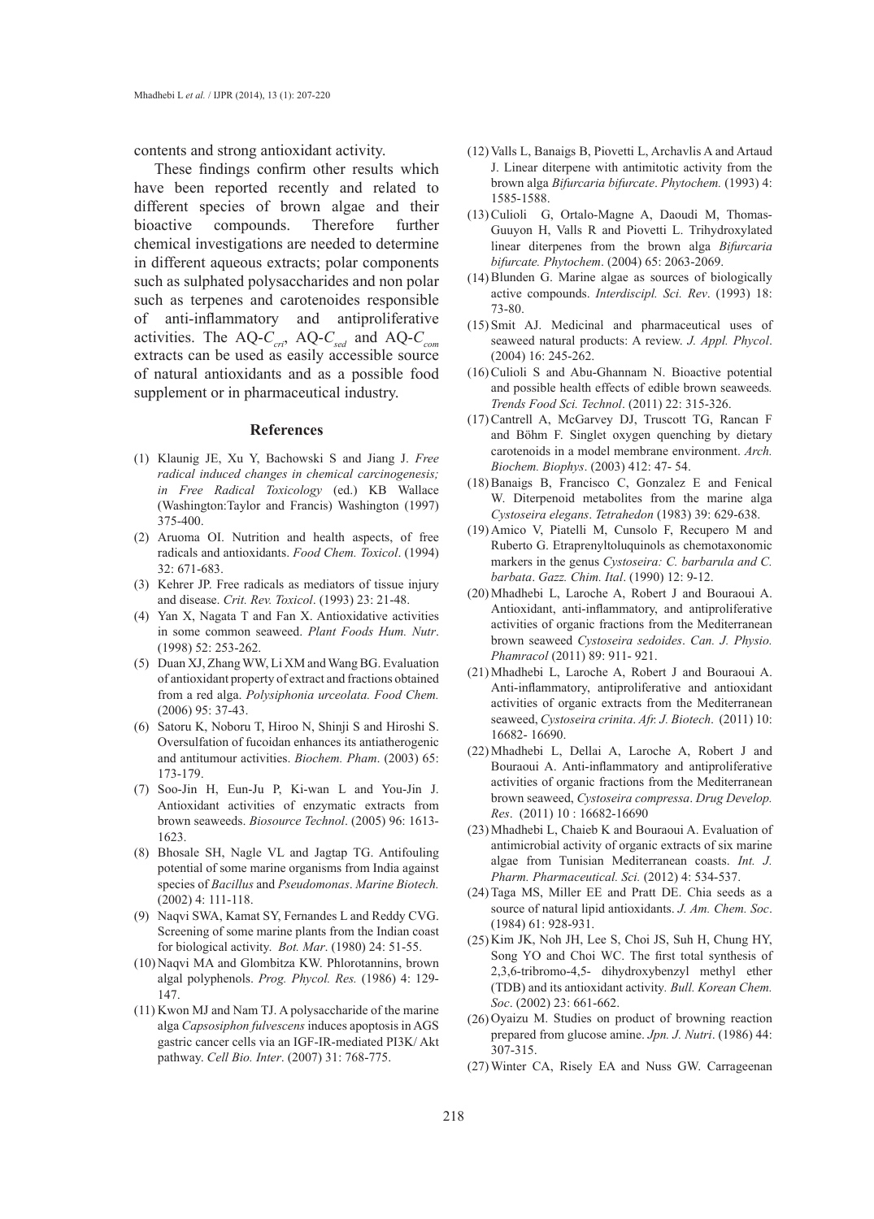contents and strong antioxidant activity.

These findings confirm other results which have been reported recently and related to different species of brown algae and their bioactive compounds. Therefore further chemical investigations are needed to determine in different aqueous extracts; polar components such as sulphated polysaccharides and non polar such as terpenes and carotenoides responsible of anti-inflammatory and antiproliferative activities. The AQ-$C_{cri}$, AQ-$C_{sed}$ and AQ-$C_{com}$ extracts can be used as easily accessible source of natural antioxidants and as a possible food supplement or in pharmaceutical industry.

## References

(1) Klaunig JE, Xu Y, Bachowski S and Jiang J. *Free radical induced changes in chemical carcinogenesis; in Free Radical Toxicology* (ed.) KB Wallace (Washington:Taylor and Francis) Washington (1997) 375-400.

(2) Aruoma OI. Nutrition and health aspects, of free radicals and antioxidants. *Food Chem. Toxicol*. (1994) 32: 671-683.

(3) Kehrer JP. Free radicals as mediators of tissue injury and disease. *Crit. Rev. Toxicol*. (1993) 23: 21-48.

(4) Yan X, Nagata T and Fan X. Antioxidative activities in some common seaweed. *Plant Foods Hum. Nutr*. (1998) 52: 253-262.

(5) Duan XJ, Zhang WW, Li XM and Wang BG. Evaluation of antioxidant property of extract and fractions obtained from a red alga. *Polysiphonia urceolata. Food Chem.* (2006) 95: 37-43.

(6) Satoru K, Noboru T, Hiroo N, Shinji S and Hiroshi S. Oversulfation of fucoidan enhances its antiatherogenic and antitumour activities. *Biochem. Pham*. (2003) 65: 173-179.

(7) Soo-Jin H, Eun-Ju P, Ki-wan L and You-Jin J. Antioxidant activities of enzymatic extracts from brown seaweeds. *Biosource Technol*. (2005) 96: 1613-1623.

(8) Bhosale SH, Nagle VL and Jagtap TG. Antifouling potential of some marine organisms from India against species of *Bacillus* and *Pseudomonas*. *Marine Biotech.* (2002) 4: 111-118.

(9) Naqvi SWA, Kamat SY, Fernandes L and Reddy CVG. Screening of some marine plants from the Indian coast for biological activity. *Bot. Mar*. (1980) 24: 51-55.

(10) Naqvi MA and Glombitza KW. Phlorotannins, brown algal polyphenols. *Prog. Phycol. Res.* (1986) 4: 129-147.

(11) Kwon MJ and Nam TJ. A polysaccharide of the marine alga *Capsosiphon fulvescens* induces apoptosis in AGS gastric cancer cells via an IGF-IR-mediated PI3K/ Akt pathway. *Cell Bio. Inter*. (2007) 31: 768-775.

(12) Valls L, Banaigs B, Piovetti L, Archavlis A and Artaud J. Linear diterpene with antimitotic activity from the brown alga *Bifurcaria bifurcate*. *Phytochem.* (1993) 4: 1585-1588.

(13) Culioli G, Ortalo-Magne A, Daoudi M, Thomas-Guuyon H, Valls R and Piovetti L. Trihydroxylated linear diterpenes from the brown alga *Bifurcaria bifurcate. Phytochem*. (2004) 65: 2063-2069.

(14) Blunden G. Marine algae as sources of biologically active compounds. *Interdiscipl. Sci. Rev*. (1993) 18: 73-80.

(15) Smit AJ. Medicinal and pharmaceutical uses of seaweed natural products: A review. *J. Appl. Phycol*. (2004) 16: 245-262.

(16) Culioli S and Abu-Ghannam N. Bioactive potential and possible health effects of edible brown seaweeds*. Trends Food Sci. Technol*. (2011) 22: 315-326.

(17) Cantrell A, McGarvey DJ, Truscott TG, Rancan F and Böhm F. Singlet oxygen quenching by dietary carotenoids in a model membrane environment. *Arch. Biochem. Biophys*. (2003) 412: 47- 54.

(18) Banaigs B, Francisco C, Gonzalez E and Fenical W. Diterpenoid metabolites from the marine alga *Cystoseira elegans*. *Tetrahedon* (1983) 39: 629-638.

(19) Amico V, Piatelli M, Cunsolo F, Recupero M and Ruberto G. Etraprenyltoluquinols as chemotaxonomic markers in the genus *Cystoseira: C. barbarula and C. barbata*. *Gazz. Chim. Ital*. (1990) 12: 9-12.

(20) Mhadhebi L, Laroche A, Robert J and Bouraoui A. Antioxidant, anti-inflammatory, and antiproliferative activities of organic fractions from the Mediterranean brown seaweed *Cystoseira sedoides*. *Can. J. Physio. Phamracol* (2011) 89: 911- 921.

(21) Mhadhebi L, Laroche A, Robert J and Bouraoui A. Anti-inflammatory, antiproliferative and antioxidant activities of organic extracts from the Mediterranean seaweed, *Cystoseira crinita*. *Afr. J. Biotech*. (2011) 10: 16682- 16690.

(22) Mhadhebi L, Dellai A, Laroche A, Robert J and Bouraoui A. Anti-inflammatory and antiproliferative activities of organic fractions from the Mediterranean brown seaweed, *Cystoseira compressa*. *Drug Develop. Res*. (2011) 10 : 16682-16690

(23) Mhadhebi L, Chaieb K and Bouraoui A. Evaluation of antimicrobial activity of organic extracts of six marine algae from Tunisian Mediterranean coasts. *Int. J. Pharm. Pharmaceutical. Sci.* (2012) 4: 534-537.

(24) Taga MS, Miller EE and Pratt DE. Chia seeds as a source of natural lipid antioxidants. *J. Am. Chem. Soc*. (1984) 61: 928-931.

(25) Kim JK, Noh JH, Lee S, Choi JS, Suh H, Chung HY, Song YO and Choi WC. The first total synthesis of 2,3,6-tribromo-4,5- dihydroxybenzyl methyl ether (TDB) and its antioxidant activity*. Bull. Korean Chem. Soc*. (2002) 23: 661-662.

(26) Oyaizu M. Studies on product of browning reaction prepared from glucose amine. *Jpn. J. Nutri*. (1986) 44: 307-315.

(27) Winter CA, Risely EA and Nuss GW. Carrageenan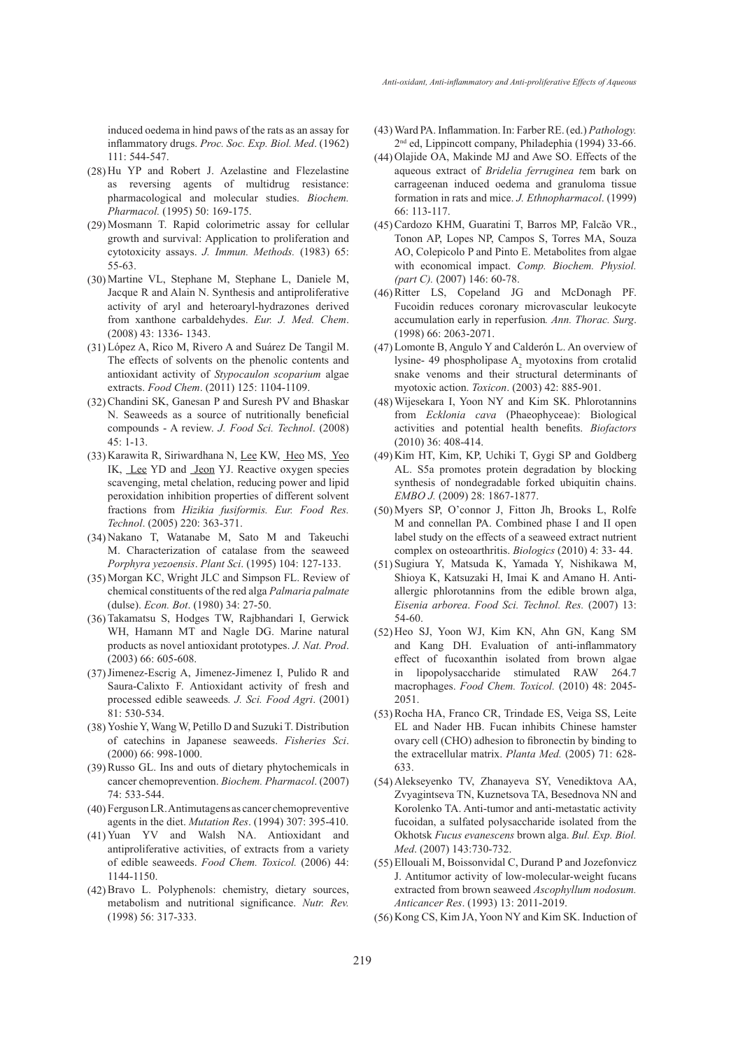induced oedema in hind paws of the rats as an assay for inflammatory drugs. *Proc. Soc. Exp. Biol. Med*. (1962) 111: 544-547.

(28) Hu YP and Robert J. Azelastine and Flezelastine as reversing agents of multidrug resistance: pharmacological and molecular studies. *Biochem. Pharmacol.* (1995) 50: 169-175.

(29) Mosmann T. Rapid colorimetric assay for cellular growth and survival: Application to proliferation and cytotoxicity assays. *J. Immun. Methods.* (1983) 65: 55-63.

(30) Martine VL, Stephane M, Stephane L, Daniele M, Jacque R and Alain N. Synthesis and antiproliferative activity of aryl and heteroaryl-hydrazones derived from xanthone carbaldehydes. *Eur. J. Med. Chem*. (2008) 43: 1336- 1343.

(31) López A, Rico M, Rivero A and Suárez De Tangil M. The effects of solvents on the phenolic contents and antioxidant activity of *Stypocaulon scoparium* algae extracts. *Food Chem*. (2011) 125: 1104-1109.

(32) Chandini SK, Ganesan P and Suresh PV and Bhaskar N. Seaweeds as a source of nutritionally beneficial compounds - A review. *J. Food Sci. Technol*. (2008) 45: 1-13.

(33) Karawita R, Siriwardhana N, Lee KW, Heo MS, Yeo IK, Lee YD and Jeon YJ. Reactive oxygen species scavenging, metal chelation, reducing power and lipid peroxidation inhibition properties of different solvent fractions from *Hizikia fusiformis. Eur. Food Res. Technol*. (2005) 220: 363-371.

(34) Nakano T, Watanabe M, Sato M and Takeuchi M. Characterization of catalase from the seaweed *Porphyra yezoensis*. *Plant Sci*. (1995) 104: 127-133.

(35) Morgan KC, Wright JLC and Simpson FL. Review of chemical constituents of the red alga *Palmaria palmate* (dulse). *Econ. Bot*. (1980) 34: 27-50.

(36) Takamatsu S, Hodges TW, Rajbhandari I, Gerwick WH, Hamann MT and Nagle DG. Marine natural products as novel antioxidant prototypes. *J. Nat. Prod*. (2003) 66: 605-608.

(37) Jimenez-Escrig A, Jimenez-Jimenez I, Pulido R and Saura-Calixto F. Antioxidant activity of fresh and processed edible seaweeds*. J. Sci. Food Agri*. (2001) 81: 530-534.

(38) Yoshie Y, Wang W, Petillo D and Suzuki T. Distribution of catechins in Japanese seaweeds. *Fisheries Sci*. (2000) 66: 998-1000.

(39) Russo GL. Ins and outs of dietary phytochemicals in cancer chemoprevention. *Biochem. Pharmacol*. (2007) 74: 533-544.

(40) Ferguson LR. Antimutagens as cancer chemopreventive agents in the diet. *Mutation Res*. (1994) 307: 395-410.

(41) Yuan YV and Walsh NA. Antioxidant and antiproliferative activities, of extracts from a variety of edible seaweeds. *Food Chem. Toxicol.* (2006) 44: 1144-1150.

(42) Bravo L. Polyphenols: chemistry, dietary sources, metabolism and nutritional significance. *Nutr. Rev.* (1998) 56: 317-333.

(43) Ward PA. Inflammation. In: Farber RE. (ed.) *Pathology.* 2nd ed, Lippincott company, Philadephia (1994) 33-66.

(44) Olajide OA, Makinde MJ and Awe SO. Effects of the aqueous extract of *Bridelia ferruginea t*em bark on carrageenan induced oedema and granuloma tissue formation in rats and mice. *J. Ethnopharmacol*. (1999) 66: 113-117.

(45) Cardozo KHM, Guaratini T, Barros MP, Falcão VR., Tonon AP, Lopes NP, Campos S, Torres MA, Souza AO, Colepicolo P and Pinto E. Metabolites from algae with economical impact. *Comp. Biochem. Physiol. (part C).* (2007) 146: 60-78.

(46) Ritter LS, Copeland JG and McDonagh PF. Fucoidin reduces coronary microvascular leukocyte accumulation early in reperfusion*. Ann. Thorac. Surg*. (1998) 66: 2063-2071.

(47) Lomonte B, Angulo Y and Calderón L. An overview of lysine- 49 phospholipase $A_2$ myotoxins from crotalid snake venoms and their structural determinants of myotoxic action. *Toxicon*. (2003) 42: 885-901.

(48) Wijesekara I, Yoon NY and Kim SK. Phlorotannins from *Ecklonia cava* (Phaeophyceae): Biological activities and potential health benefits. *Biofactors* (2010) 36: 408-414.

(49) Kim HT, Kim, KP, Uchiki T, Gygi SP and Goldberg AL. S5a promotes protein degradation by blocking synthesis of nondegradable forked ubiquitin chains. *EMBO J.* (2009) 28: 1867-1877.

(50) Myers SP, O'connor J, Fitton Jh, Brooks L, Rolfe M and connellan PA. Combined phase I and II open label study on the effects of a seaweed extract nutrient complex on osteoarthritis. *Biologics* (2010) 4: 33- 44.

(51) Sugiura Y, Matsuda K, Yamada Y, Nishikawa M, Shioya K, Katsuzaki H, Imai K and Amano H. Anti-allergic phlorotannins from the edible brown alga, *Eisenia arborea*. *Food Sci. Technol. Res.* (2007) 13: 54-60.

(52) Heo SJ, Yoon WJ, Kim KN, Ahn GN, Kang SM and Kang DH. Evaluation of anti-inflammatory effect of fucoxanthin isolated from brown algae in lipopolysaccharide stimulated RAW 264.7 macrophages. *Food Chem. Toxicol.* (2010) 48: 2045-2051.

(53) Rocha HA, Franco CR, Trindade ES, Veiga SS, Leite EL and Nader HB. Fucan inhibits Chinese hamster ovary cell (CHO) adhesion to fibronectin by binding to the extracellular matrix. *Planta Med.* (2005) 71: 628-633.

(54) Alekseyenko TV, Zhanayeva SY, Venediktova AA, Zvyagintseva TN, Kuznetsova TA, Besednova NN and Korolenko TA. Anti-tumor and anti-metastatic activity fucoidan, a sulfated polysaccharide isolated from the Okhotsk *Fucus evanescens* brown alga. *Bul. Exp. Biol. Med*. (2007) 143:730-732.

(55) Ellouali M, Boissonvidal C, Durand P and Jozefonvicz J. Antitumor activity of low-molecular-weight fucans extracted from brown seaweed *Ascophyllum nodosum. Anticancer Res*. (1993) 13: 2011-2019.

(56) Kong CS, Kim JA, Yoon NY and Kim SK. Induction of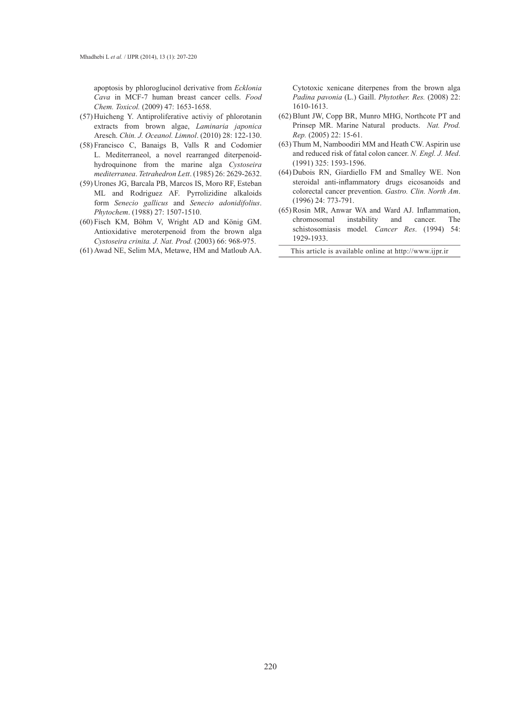apoptosis by phloroglucinol derivative from *Ecklonia Cava* in MCF-7 human breast cancer cells. *Food Chem. Toxicol.* (2009) 47: 1653-1658.

(57) Huicheng Y. Antiproliferative activiy of phlorotanin extracts from brown algae, *Laminaria japonica* Aresch. *Chin. J. Oceanol. Limnol*. (2010) 28: 122-130.

(58) Francisco C, Banaigs B, Valls R and Codomier L. Mediterraneol, a novel rearranged diterpenoid-hydroquinone from the marine alga *Cystoseira mediterranea*. *Tetrahedron Lett*. (1985) 26: 2629-2632.

(59) Urones JG, Barcala PB, Marcos IS, Moro RF, Esteban ML and Rodriguez AF. Pyrrolizidine alkaloids form *Senecio gallicus* and *Senecio adonidifolius*. *Phytochem*. (1988) 27: 1507-1510.

(60) Fisch KM, Böhm V, Wright AD and König GM. Antioxidative meroterpenoid from the brown alga *Cystoseira crinita. J. Nat. Prod.* (2003) 66: 968-975.

(61) Awad NE, Selim MA, Metawe, HM and Matloub AA. Cytotoxic xenicane diterpenes from the brown alga *Padina pavonia* (L.) Gaill. *Phytother. Res.* (2008) 22: 1610-1613.

(62) Blunt JW, Copp BR, Munro MHG, Northcote PT and Prinsep MR. Marine Natural products. *Nat. Prod. Rep.* (2005) 22: 15-61.

(63) Thum M, Namboodiri MM and Heath CW. Aspirin use and reduced risk of fatal colon cancer. *N. Engl. J. Med*. (1991) 325: 1593-1596.

(64) Dubois RN, Giardiello FM and Smalley WE. Non steroidal anti-inflammatory drugs eicosanoids and colorectal cancer prevention. *Gastro. Clin. North Am*. (1996) 24: 773-791.

(65) Rosin MR, Anwar WA and Ward AJ. Inflammation, chromosomal instability and cancer. The schistosomiasis model*. Cancer Res*. (1994) 54: 1929-1933.

This article is available online at http://www.ijpr.ir